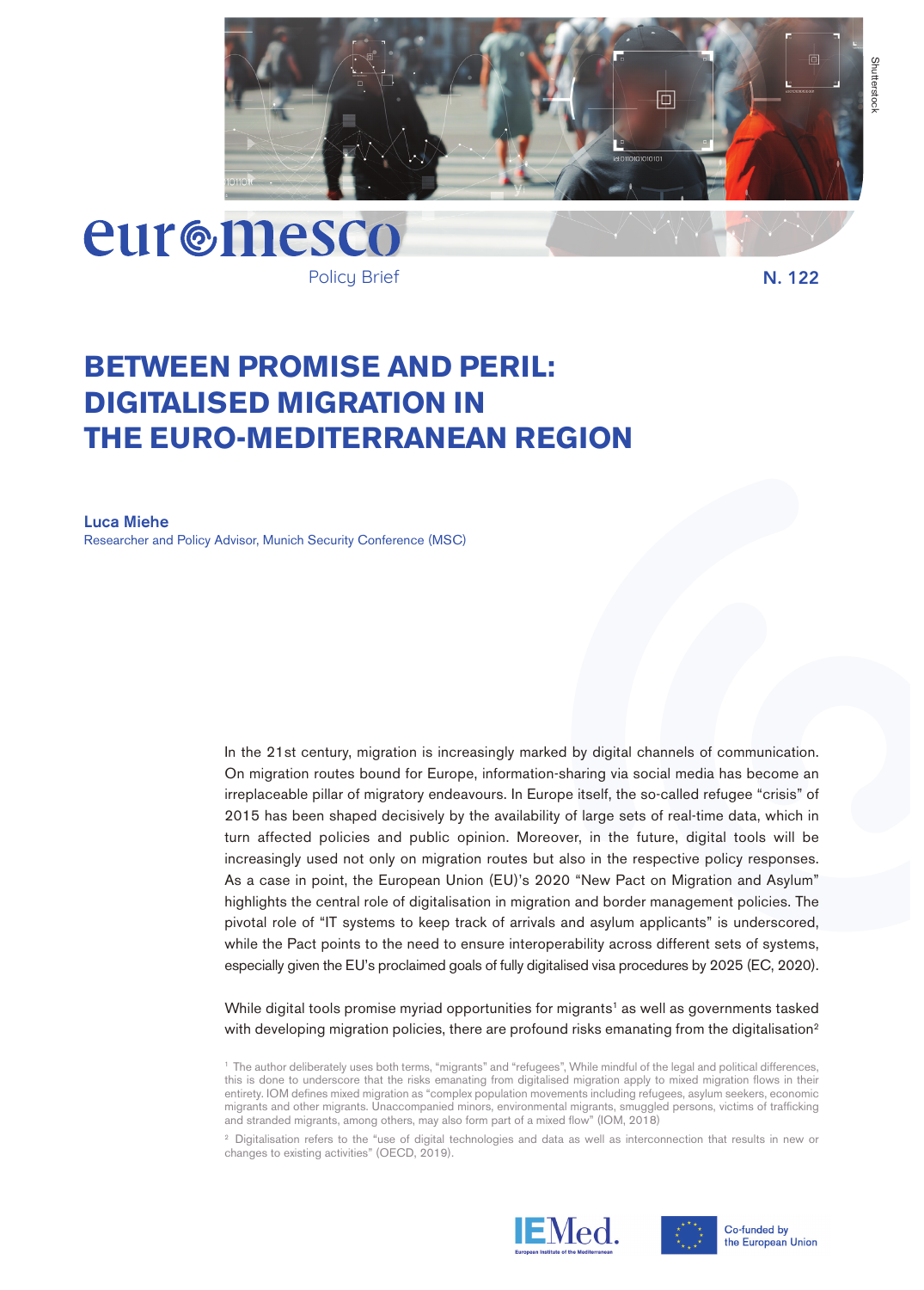euromesco

Policy Brief

N. 122

# BETWEEN PROMISE AND PERIL: DIGITALISED MIGRATION IN THE EURO-MEDITERRANEAN REGION

**Luca Miehe**
Researcher and Policy Advisor, Munich Security Conference (MSC)

In the 21st century, migration is increasingly marked by digital channels of communication. On migration routes bound for Europe, information-sharing via social media has become an irreplaceable pillar of migratory endeavours. In Europe itself, the so-called refugee "crisis" of 2015 has been shaped decisively by the availability of large sets of real-time data, which in turn affected policies and public opinion. Moreover, in the future, digital tools will be increasingly used not only on migration routes but also in the respective policy responses. As a case in point, the European Union (EU)'s 2020 "New Pact on Migration and Asylum" highlights the central role of digitalisation in migration and border management policies. The pivotal role of "IT systems to keep track of arrivals and asylum applicants" is underscored, while the Pact points to the need to ensure interoperability across different sets of systems, especially given the EU's proclaimed goals of fully digitalised visa procedures by 2025 (EC, 2020).

While digital tools promise myriad opportunities for migrants[1] as well as governments tasked with developing migration policies, there are profound risks emanating from the digitalisation[2]

[1] The author deliberately uses both terms, "migrants" and "refugees", While mindful of the legal and political differences, this is done to underscore that the risks emanating from digitalised migration apply to mixed migration flows in their entirety. IOM defines mixed migration as "complex population movements including refugees, asylum seekers, economic migrants and other migrants. Unaccompanied minors, environmental migrants, smuggled persons, victims of trafficking and stranded migrants, among others, may also form part of a mixed flow" (IOM, 2018)

[2] Digitalisation refers to the "use of digital technologies and data as well as interconnection that results in new or changes to existing activities" (OECD, 2019).

IEMed. European Institute of the Mediterranean

Co-funded by the European Union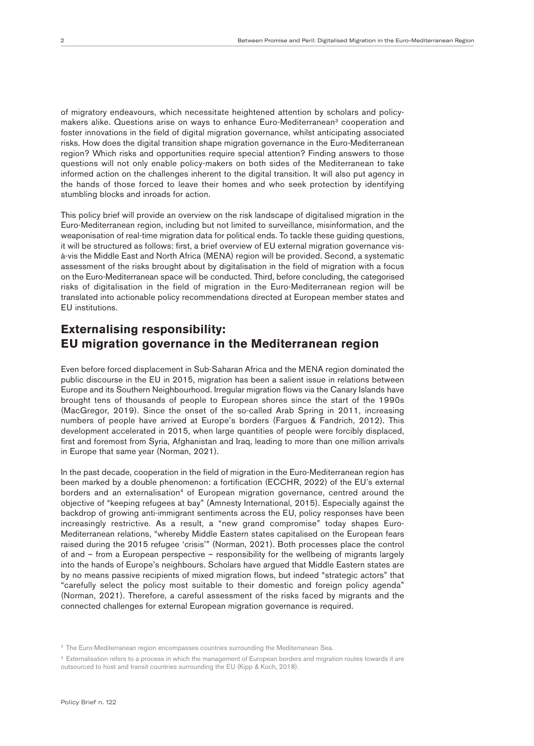of migratory endeavours, which necessitate heightened attention by scholars and policy-makers alike. Questions arise on ways to enhance Euro-Mediterranean[3] cooperation and foster innovations in the field of digital migration governance, whilst anticipating associated risks. How does the digital transition shape migration governance in the Euro-Mediterranean region? Which risks and opportunities require special attention? Finding answers to those questions will not only enable policy-makers on both sides of the Mediterranean to take informed action on the challenges inherent to the digital transition. It will also put agency in the hands of those forced to leave their homes and who seek protection by identifying stumbling blocks and inroads for action.

This policy brief will provide an overview on the risk landscape of digitalised migration in the Euro-Mediterranean region, including but not limited to surveillance, misinformation, and the weaponisation of real-time migration data for political ends. To tackle these guiding questions, it will be structured as follows: first, a brief overview of EU external migration governance vis-à-vis the Middle East and North Africa (MENA) region will be provided. Second, a systematic assessment of the risks brought about by digitalisation in the field of migration with a focus on the Euro-Mediterranean space will be conducted. Third, before concluding, the categorised risks of digitalisation in the field of migration in the Euro-Mediterranean region will be translated into actionable policy recommendations directed at European member states and EU institutions.

## Externalising responsibility: EU migration governance in the Mediterranean region

Even before forced displacement in Sub-Saharan Africa and the MENA region dominated the public discourse in the EU in 2015, migration has been a salient issue in relations between Europe and its Southern Neighbourhood. Irregular migration flows via the Canary Islands have brought tens of thousands of people to European shores since the start of the 1990s (MacGregor, 2019). Since the onset of the so-called Arab Spring in 2011, increasing numbers of people have arrived at Europe's borders (Fargues & Fandrich, 2012). This development accelerated in 2015, when large quantities of people were forcibly displaced, first and foremost from Syria, Afghanistan and Iraq, leading to more than one million arrivals in Europe that same year (Norman, 2021).

In the past decade, cooperation in the field of migration in the Euro-Mediterranean region has been marked by a double phenomenon: a fortification (ECCHR, 2022) of the EU's external borders and an externalisation[4] of European migration governance, centred around the objective of "keeping refugees at bay" (Amnesty International, 2015). Especially against the backdrop of growing anti-immigrant sentiments across the EU, policy responses have been increasingly restrictive. As a result, a "new grand compromise" today shapes Euro-Mediterranean relations, "whereby Middle Eastern states capitalised on the European fears raised during the 2015 refugee 'crisis'" (Norman, 2021). Both processes place the control of and – from a European perspective – responsibility for the wellbeing of migrants largely into the hands of Europe's neighbours. Scholars have argued that Middle Eastern states are by no means passive recipients of mixed migration flows, but indeed "strategic actors" that "carefully select the policy most suitable to their domestic and foreign policy agenda" (Norman, 2021). Therefore, a careful assessment of the risks faced by migrants and the connected challenges for external European migration governance is required.

[3] The Euro-Mediterranean region encompasses countries surrounding the Mediterranean Sea.

[4] Externalisation refers to a process in which the management of European borders and migration routes towards it are outsourced to host and transit countries surrounding the EU (Kipp & Koch, 2018).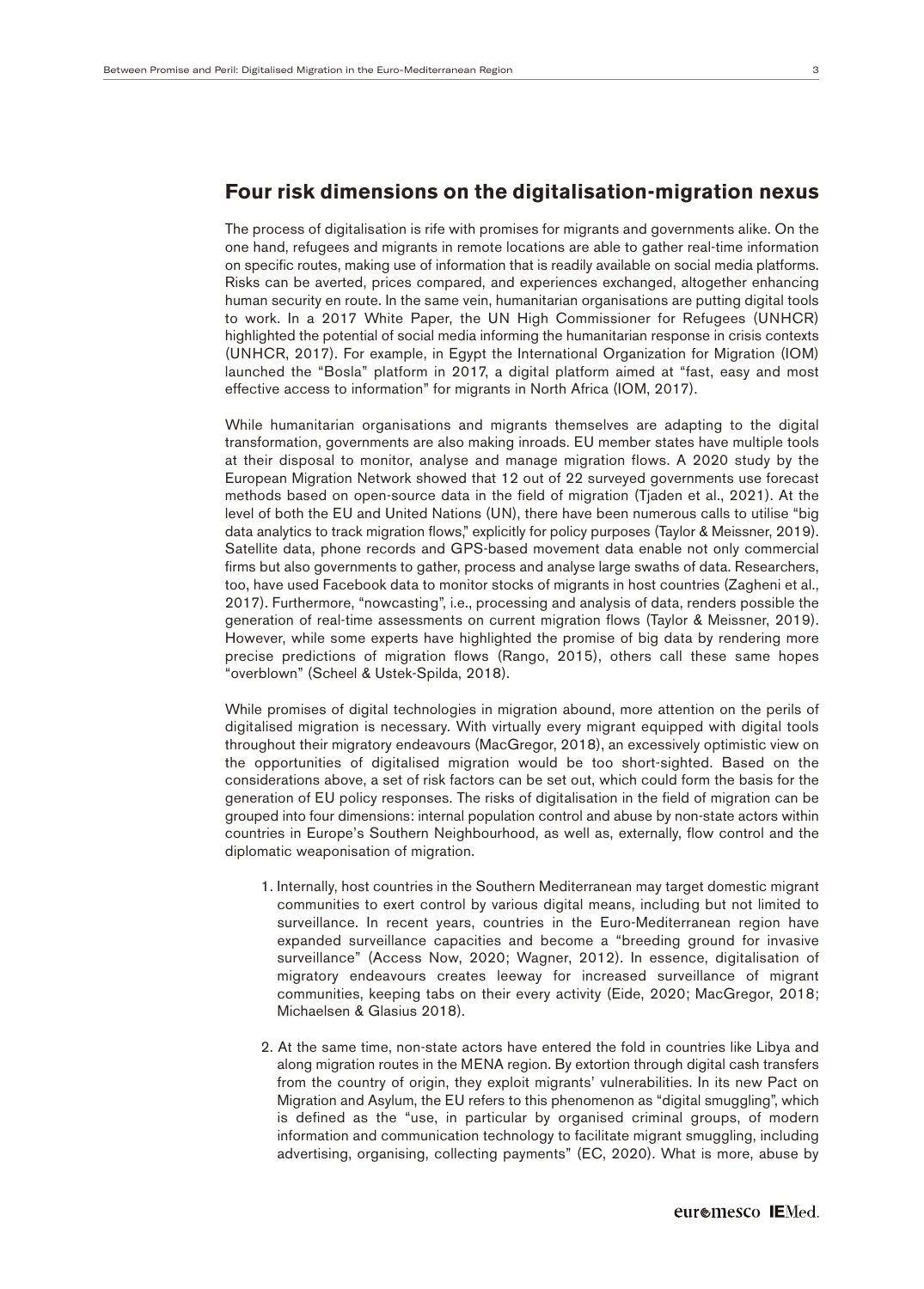## Four risk dimensions on the digitalisation-migration nexus

The process of digitalisation is rife with promises for migrants and governments alike. On the one hand, refugees and migrants in remote locations are able to gather real-time information on specific routes, making use of information that is readily available on social media platforms. Risks can be averted, prices compared, and experiences exchanged, altogether enhancing human security en route. In the same vein, humanitarian organisations are putting digital tools to work. In a 2017 White Paper, the UN High Commissioner for Refugees (UNHCR) highlighted the potential of social media informing the humanitarian response in crisis contexts (UNHCR, 2017). For example, in Egypt the International Organization for Migration (IOM) launched the "Bosla" platform in 2017, a digital platform aimed at "fast, easy and most effective access to information" for migrants in North Africa (IOM, 2017).

While humanitarian organisations and migrants themselves are adapting to the digital transformation, governments are also making inroads. EU member states have multiple tools at their disposal to monitor, analyse and manage migration flows. A 2020 study by the European Migration Network showed that 12 out of 22 surveyed governments use forecast methods based on open-source data in the field of migration (Tjaden et al., 2021). At the level of both the EU and United Nations (UN), there have been numerous calls to utilise "big data analytics to track migration flows," explicitly for policy purposes (Taylor & Meissner, 2019). Satellite data, phone records and GPS-based movement data enable not only commercial firms but also governments to gather, process and analyse large swaths of data. Researchers, too, have used Facebook data to monitor stocks of migrants in host countries (Zagheni et al., 2017). Furthermore, "nowcasting", i.e., processing and analysis of data, renders possible the generation of real-time assessments on current migration flows (Taylor & Meissner, 2019). However, while some experts have highlighted the promise of big data by rendering more precise predictions of migration flows (Rango, 2015), others call these same hopes "overblown" (Scheel & Ustek-Spilda, 2018).

While promises of digital technologies in migration abound, more attention on the perils of digitalised migration is necessary. With virtually every migrant equipped with digital tools throughout their migratory endeavours (MacGregor, 2018), an excessively optimistic view on the opportunities of digitalised migration would be too short-sighted. Based on the considerations above, a set of risk factors can be set out, which could form the basis for the generation of EU policy responses. The risks of digitalisation in the field of migration can be grouped into four dimensions: internal population control and abuse by non-state actors within countries in Europe's Southern Neighbourhood, as well as, externally, flow control and the diplomatic weaponisation of migration.

1. Internally, host countries in the Southern Mediterranean may target domestic migrant communities to exert control by various digital means, including but not limited to surveillance. In recent years, countries in the Euro-Mediterranean region have expanded surveillance capacities and become a "breeding ground for invasive surveillance" (Access Now, 2020; Wagner, 2012). In essence, digitalisation of migratory endeavours creates leeway for increased surveillance of migrant communities, keeping tabs on their every activity (Eide, 2020; MacGregor, 2018; Michaelsen & Glasius 2018).

2. At the same time, non-state actors have entered the fold in countries like Libya and along migration routes in the MENA region. By extortion through digital cash transfers from the country of origin, they exploit migrants' vulnerabilities. In its new Pact on Migration and Asylum, the EU refers to this phenomenon as "digital smuggling", which is defined as the "use, in particular by organised criminal groups, of modern information and communication technology to facilitate migrant smuggling, including advertising, organising, collecting payments" (EC, 2020). What is more, abuse by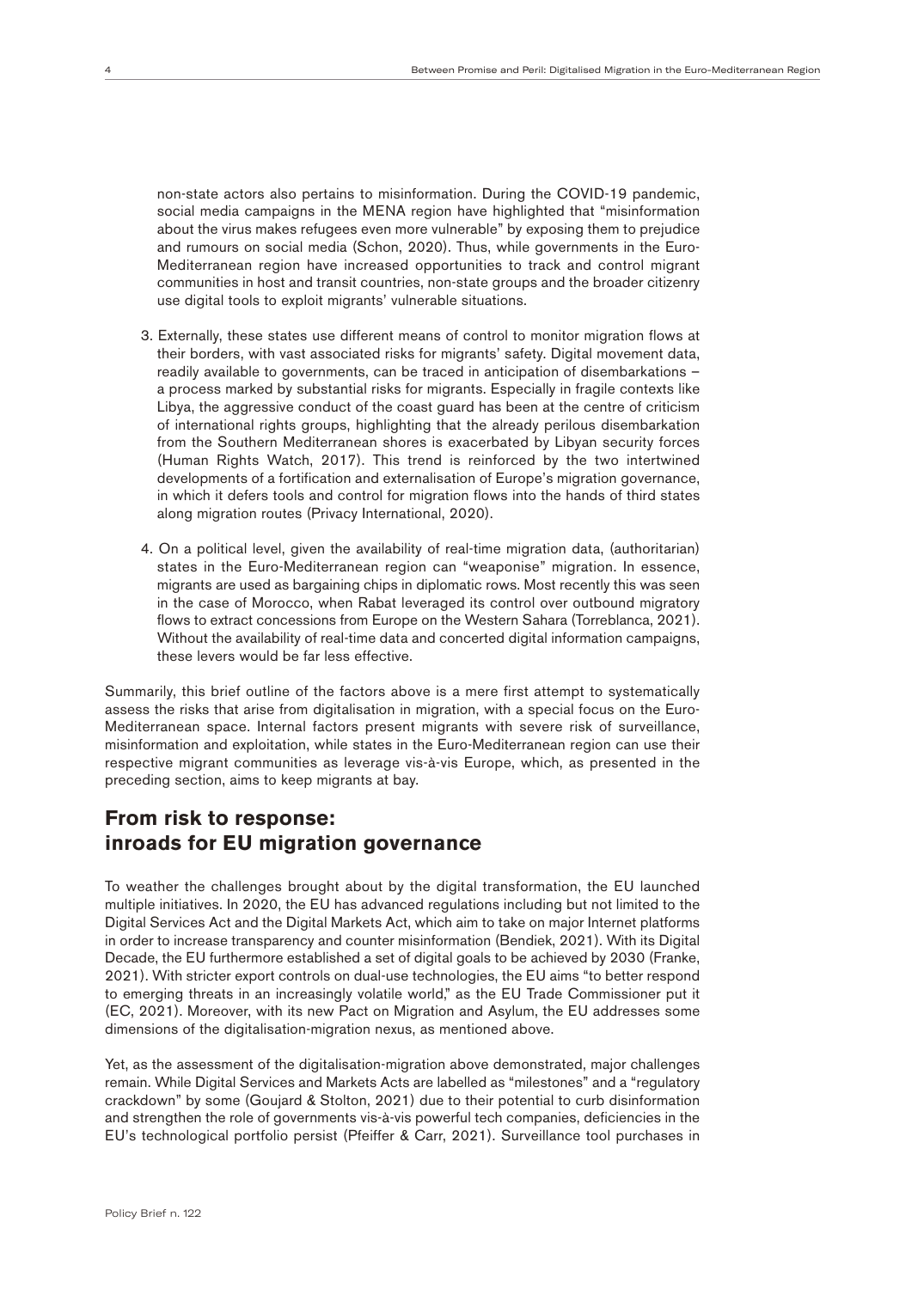non-state actors also pertains to misinformation. During the COVID-19 pandemic, social media campaigns in the MENA region have highlighted that "misinformation about the virus makes refugees even more vulnerable" by exposing them to prejudice and rumours on social media (Schon, 2020). Thus, while governments in the Euro-Mediterranean region have increased opportunities to track and control migrant communities in host and transit countries, non-state groups and the broader citizenry use digital tools to exploit migrants' vulnerable situations.

3. Externally, these states use different means of control to monitor migration flows at their borders, with vast associated risks for migrants' safety. Digital movement data, readily available to governments, can be traced in anticipation of disembarkations – a process marked by substantial risks for migrants. Especially in fragile contexts like Libya, the aggressive conduct of the coast guard has been at the centre of criticism of international rights groups, highlighting that the already perilous disembarkation from the Southern Mediterranean shores is exacerbated by Libyan security forces (Human Rights Watch, 2017). This trend is reinforced by the two intertwined developments of a fortification and externalisation of Europe's migration governance, in which it defers tools and control for migration flows into the hands of third states along migration routes (Privacy International, 2020).

4. On a political level, given the availability of real-time migration data, (authoritarian) states in the Euro-Mediterranean region can "weaponise" migration. In essence, migrants are used as bargaining chips in diplomatic rows. Most recently this was seen in the case of Morocco, when Rabat leveraged its control over outbound migratory flows to extract concessions from Europe on the Western Sahara (Torreblanca, 2021). Without the availability of real-time data and concerted digital information campaigns, these levers would be far less effective.

Summarily, this brief outline of the factors above is a mere first attempt to systematically assess the risks that arise from digitalisation in migration, with a special focus on the Euro-Mediterranean space. Internal factors present migrants with severe risk of surveillance, misinformation and exploitation, while states in the Euro-Mediterranean region can use their respective migrant communities as leverage vis-à-vis Europe, which, as presented in the preceding section, aims to keep migrants at bay.

## From risk to response: inroads for EU migration governance

To weather the challenges brought about by the digital transformation, the EU launched multiple initiatives. In 2020, the EU has advanced regulations including but not limited to the Digital Services Act and the Digital Markets Act, which aim to take on major Internet platforms in order to increase transparency and counter misinformation (Bendiek, 2021). With its Digital Decade, the EU furthermore established a set of digital goals to be achieved by 2030 (Franke, 2021). With stricter export controls on dual-use technologies, the EU aims "to better respond to emerging threats in an increasingly volatile world," as the EU Trade Commissioner put it (EC, 2021). Moreover, with its new Pact on Migration and Asylum, the EU addresses some dimensions of the digitalisation-migration nexus, as mentioned above.

Yet, as the assessment of the digitalisation-migration above demonstrated, major challenges remain. While Digital Services and Markets Acts are labelled as "milestones" and a "regulatory crackdown" by some (Goujard & Stolton, 2021) due to their potential to curb disinformation and strengthen the role of governments vis-à-vis powerful tech companies, deficiencies in the EU's technological portfolio persist (Pfeiffer & Carr, 2021). Surveillance tool purchases in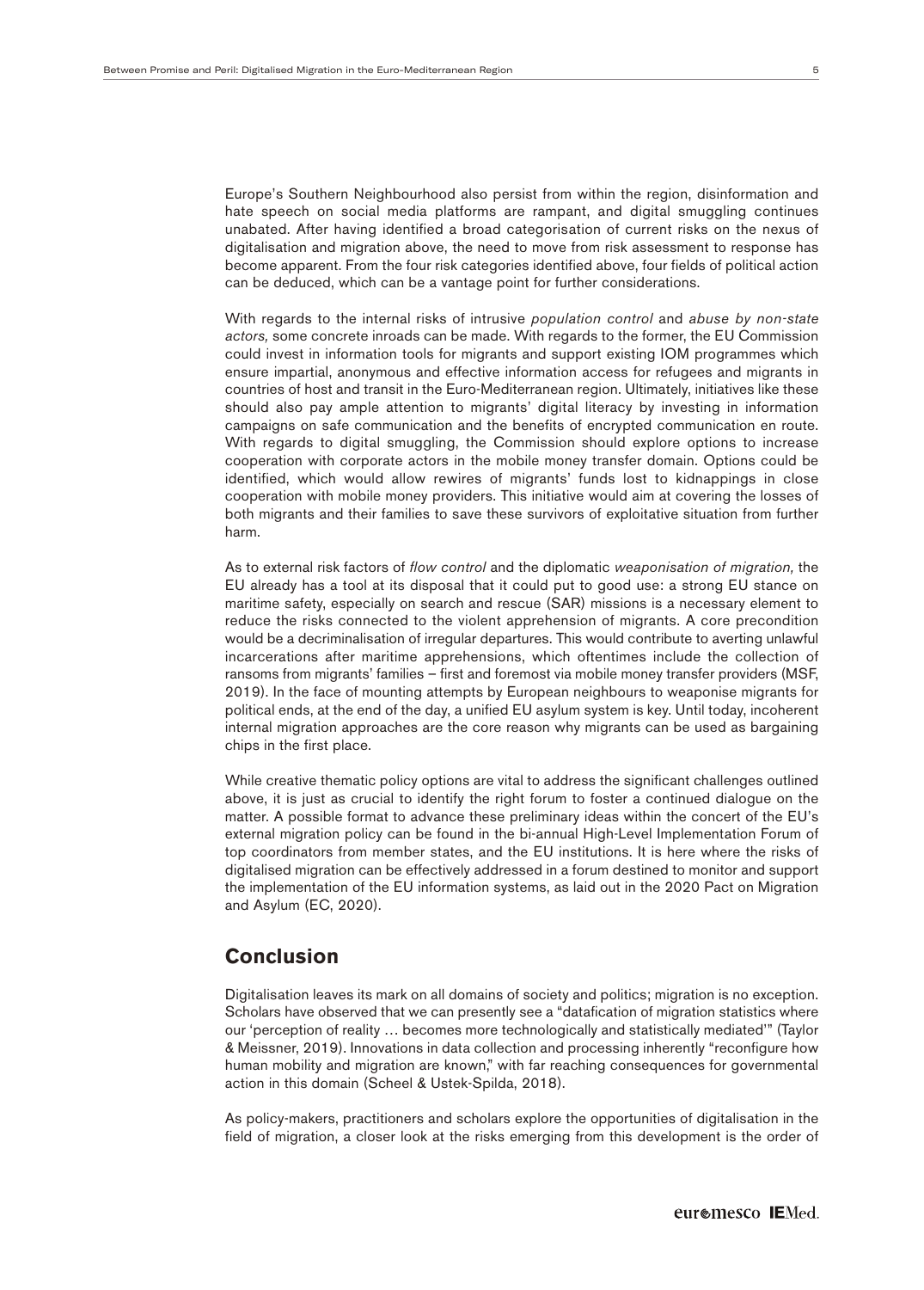Europe's Southern Neighbourhood also persist from within the region, disinformation and hate speech on social media platforms are rampant, and digital smuggling continues unabated. After having identified a broad categorisation of current risks on the nexus of digitalisation and migration above, the need to move from risk assessment to response has become apparent. From the four risk categories identified above, four fields of political action can be deduced, which can be a vantage point for further considerations.

With regards to the internal risks of intrusive *population control* and *abuse by non-state actors,* some concrete inroads can be made. With regards to the former, the EU Commission could invest in information tools for migrants and support existing IOM programmes which ensure impartial, anonymous and effective information access for refugees and migrants in countries of host and transit in the Euro-Mediterranean region. Ultimately, initiatives like these should also pay ample attention to migrants' digital literacy by investing in information campaigns on safe communication and the benefits of encrypted communication en route. With regards to digital smuggling, the Commission should explore options to increase cooperation with corporate actors in the mobile money transfer domain. Options could be identified, which would allow rewires of migrants' funds lost to kidnappings in close cooperation with mobile money providers. This initiative would aim at covering the losses of both migrants and their families to save these survivors of exploitative situation from further harm.

As to external risk factors of *flow control* and the diplomatic *weaponisation of migration,* the EU already has a tool at its disposal that it could put to good use: a strong EU stance on maritime safety, especially on search and rescue (SAR) missions is a necessary element to reduce the risks connected to the violent apprehension of migrants. A core precondition would be a decriminalisation of irregular departures. This would contribute to averting unlawful incarcerations after maritime apprehensions, which oftentimes include the collection of ransoms from migrants' families – first and foremost via mobile money transfer providers (MSF, 2019). In the face of mounting attempts by European neighbours to weaponise migrants for political ends, at the end of the day, a unified EU asylum system is key. Until today, incoherent internal migration approaches are the core reason why migrants can be used as bargaining chips in the first place.

While creative thematic policy options are vital to address the significant challenges outlined above, it is just as crucial to identify the right forum to foster a continued dialogue on the matter. A possible format to advance these preliminary ideas within the concert of the EU's external migration policy can be found in the bi-annual High-Level Implementation Forum of top coordinators from member states, and the EU institutions. It is here where the risks of digitalised migration can be effectively addressed in a forum destined to monitor and support the implementation of the EU information systems, as laid out in the 2020 Pact on Migration and Asylum (EC, 2020).

## Conclusion

Digitalisation leaves its mark on all domains of society and politics; migration is no exception. Scholars have observed that we can presently see a "datafication of migration statistics where our 'perception of reality … becomes more technologically and statistically mediated'" (Taylor & Meissner, 2019). Innovations in data collection and processing inherently "reconfigure how human mobility and migration are known," with far reaching consequences for governmental action in this domain (Scheel & Ustek-Spilda, 2018).

As policy-makers, practitioners and scholars explore the opportunities of digitalisation in the field of migration, a closer look at the risks emerging from this development is the order of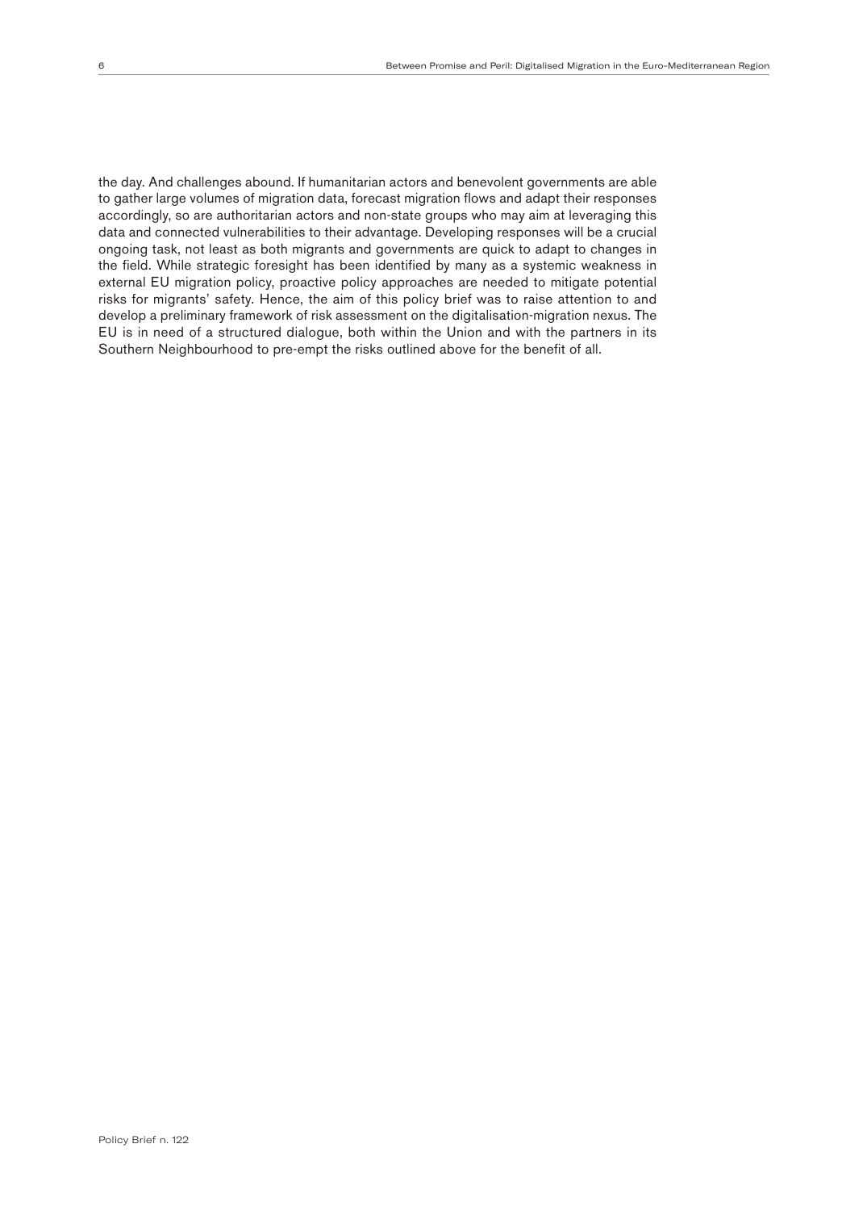the day. And challenges abound. If humanitarian actors and benevolent governments are able to gather large volumes of migration data, forecast migration flows and adapt their responses accordingly, so are authoritarian actors and non-state groups who may aim at leveraging this data and connected vulnerabilities to their advantage. Developing responses will be a crucial ongoing task, not least as both migrants and governments are quick to adapt to changes in the field. While strategic foresight has been identified by many as a systemic weakness in external EU migration policy, proactive policy approaches are needed to mitigate potential risks for migrants' safety. Hence, the aim of this policy brief was to raise attention to and develop a preliminary framework of risk assessment on the digitalisation-migration nexus. The EU is in need of a structured dialogue, both within the Union and with the partners in its Southern Neighbourhood to pre-empt the risks outlined above for the benefit of all.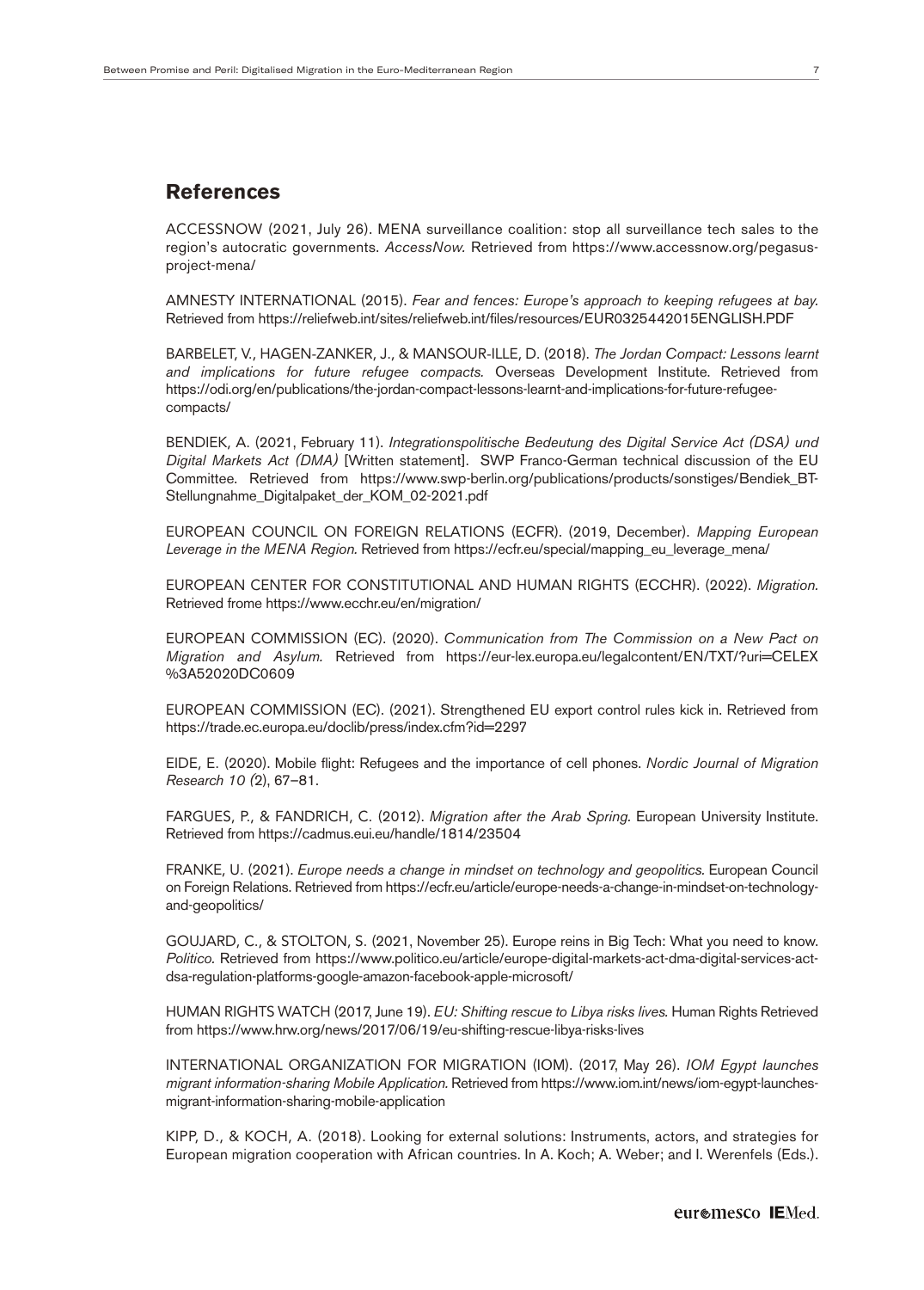## References

ACCESSNOW (2021, July 26). MENA surveillance coalition: stop all surveillance tech sales to the region's autocratic governments. *AccessNow.* Retrieved from https://www.accessnow.org/pegasus-project-mena/

AMNESTY INTERNATIONAL (2015). *Fear and fences: Europe's approach to keeping refugees at bay.* Retrieved from https://reliefweb.int/sites/reliefweb.int/files/resources/EUR0325442015ENGLISH.PDF

BARBELET, V., HAGEN-ZANKER, J., & MANSOUR-ILLE, D. (2018). *The Jordan Compact: Lessons learnt and implications for future refugee compacts.* Overseas Development Institute. Retrieved from https://odi.org/en/publications/the-jordan-compact-lessons-learnt-and-implications-for-future-refugee-compacts/

BENDIEK, A. (2021, February 11). *Integrationspolitische Bedeutung des Digital Service Act (DSA) und Digital Markets Act (DMA)* [Written statement]. SWP Franco-German technical discussion of the EU Committee. Retrieved from https://www.swp-berlin.org/publications/products/sonstiges/Bendiek_BT-Stellungnahme_Digitalpaket_der_KOM_02-2021.pdf

EUROPEAN COUNCIL ON FOREIGN RELATIONS (ECFR). (2019, December). *Mapping European Leverage in the MENA Region.* Retrieved from https://ecfr.eu/special/mapping_eu_leverage_mena/

EUROPEAN CENTER FOR CONSTITUTIONAL AND HUMAN RIGHTS (ECCHR). (2022). *Migration.* Retrieved frome https://www.ecchr.eu/en/migration/

EUROPEAN COMMISSION (EC). (2020). *Communication from The Commission on a New Pact on Migration and Asylum.* Retrieved from https://eur-lex.europa.eu/legalcontent/EN/TXT/?uri=CELEX%3A52020DC0609

EUROPEAN COMMISSION (EC). (2021). Strengthened EU export control rules kick in. Retrieved from https://trade.ec.europa.eu/doclib/press/index.cfm?id=2297

EIDE, E. (2020). Mobile flight: Refugees and the importance of cell phones. *Nordic Journal of Migration Research 10 (*2), 67–81.

FARGUES, P., & FANDRICH, C. (2012). *Migration after the Arab Spring.* European University Institute. Retrieved from https://cadmus.eui.eu/handle/1814/23504

FRANKE, U. (2021). *Europe needs a change in mindset on technology and geopolitics.* European Council on Foreign Relations. Retrieved from https://ecfr.eu/article/europe-needs-a-change-in-mindset-on-technology-and-geopolitics/

GOUJARD, C., & STOLTON, S. (2021, November 25). Europe reins in Big Tech: What you need to know. *Politico.* Retrieved from https://www.politico.eu/article/europe-digital-markets-act-dma-digital-services-act-dsa-regulation-platforms-google-amazon-facebook-apple-microsoft/

HUMAN RIGHTS WATCH (2017, June 19). *EU: Shifting rescue to Libya risks lives.* Human Rights Retrieved from https://www.hrw.org/news/2017/06/19/eu-shifting-rescue-libya-risks-lives

INTERNATIONAL ORGANIZATION FOR MIGRATION (IOM). (2017, May 26). *IOM Egypt launches migrant information-sharing Mobile Application.* Retrieved from https://www.iom.int/news/iom-egypt-launches-migrant-information-sharing-mobile-application

KIPP, D., & KOCH, A. (2018). Looking for external solutions: Instruments, actors, and strategies for European migration cooperation with African countries. In A. Koch; A. Weber; and I. Werenfels (Eds.).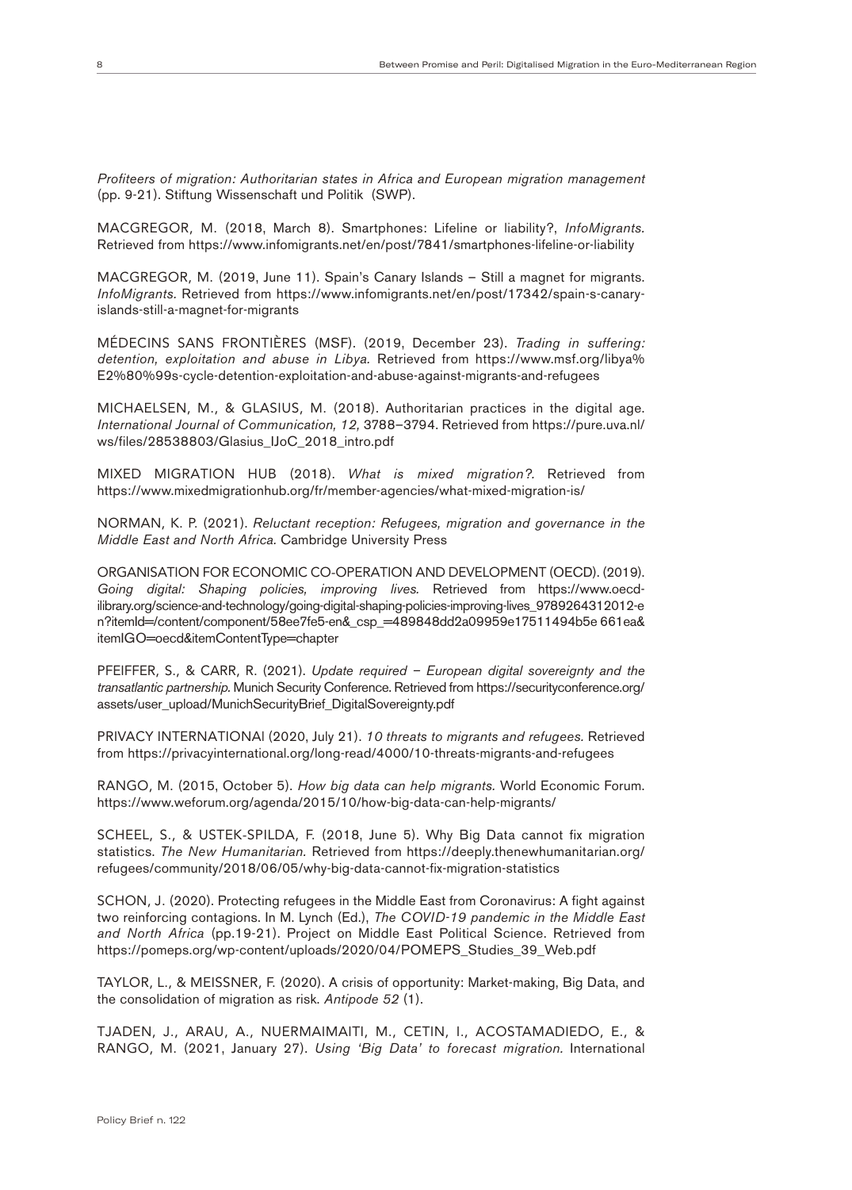*Profiteers of migration: Authoritarian states in Africa and European migration management* (pp. 9-21). Stiftung Wissenschaft und Politik (SWP).

MACGREGOR, M. (2018, March 8). Smartphones: Lifeline or liability?, *InfoMigrants.* Retrieved from https://www.infomigrants.net/en/post/7841/smartphones-lifeline-or-liability

MACGREGOR, M. (2019, June 11). Spain's Canary Islands – Still a magnet for migrants. *InfoMigrants.* Retrieved from https://www.infomigrants.net/en/post/17342/spain-s-canary-islands-still-a-magnet-for-migrants

MÉDECINS SANS FRONTIÈRES (MSF). (2019, December 23). *Trading in suffering: detention, exploitation and abuse in Libya.* Retrieved from https://www.msf.org/libya%E2%80%99s-cycle-detention-exploitation-and-abuse-against-migrants-and-refugees

MICHAELSEN, M., & GLASIUS, M. (2018). Authoritarian practices in the digital age. *International Journal of Communication, 12,* 3788–3794. Retrieved from https://pure.uva.nl/ws/files/28538803/Glasius_IJoC_2018_intro.pdf

MIXED MIGRATION HUB (2018). *What is mixed migration?.* Retrieved from https://www.mixedmigrationhub.org/fr/member-agencies/what-mixed-migration-is/

NORMAN, K. P. (2021). *Reluctant reception: Refugees, migration and governance in the Middle East and North Africa.* Cambridge University Press

ORGANISATION FOR ECONOMIC CO-OPERATION AND DEVELOPMENT (OECD). (2019). *Going digital: Shaping policies, improving lives.* Retrieved from https://www.oecd-ilibrary.org/science-and-technology/going-digital-shaping-policies-improving-lives_9789264312012-en?itemId=/content/component/58ee7fe5-en&_csp_=489848dd2a09959e17511494b5e661ea&itemIGO=oecd&itemContentType=chapter

PFEIFFER, S., & CARR, R. (2021). *Update required – European digital sovereignty and the transatlantic partnership.* Munich Security Conference. Retrieved from https://securityconference.org/assets/user_upload/MunichSecurityBrief_DigitalSovereignty.pdf

PRIVACY INTERNATIONAl (2020, July 21). *10 threats to migrants and refugees.* Retrieved from https://privacyinternational.org/long-read/4000/10-threats-migrants-and-refugees

RANGO, M. (2015, October 5). *How big data can help migrants.* World Economic Forum. https://www.weforum.org/agenda/2015/10/how-big-data-can-help-migrants/

SCHEEL, S., & USTEK-SPILDA, F. (2018, June 5). Why Big Data cannot fix migration statistics. *The New Humanitarian.* Retrieved from https://deeply.thenewhumanitarian.org/refugees/community/2018/06/05/why-big-data-cannot-fix-migration-statistics

SCHON, J. (2020). Protecting refugees in the Middle East from Coronavirus: A fight against two reinforcing contagions. In M. Lynch (Ed.), *The COVID-19 pandemic in the Middle East and North Africa* (pp.19-21). Project on Middle East Political Science. Retrieved from https://pomeps.org/wp-content/uploads/2020/04/POMEPS_Studies_39_Web.pdf

TAYLOR, L., & MEISSNER, F. (2020). A crisis of opportunity: Market-making, Big Data, and the consolidation of migration as risk. *Antipode 52* (1).

TJADEN, J., ARAU, A., NUERMAIMAITI, M., CETIN, I., ACOSTAMADIEDO, E., & RANGO, M. (2021, January 27). *Using 'Big Data' to forecast migration.* International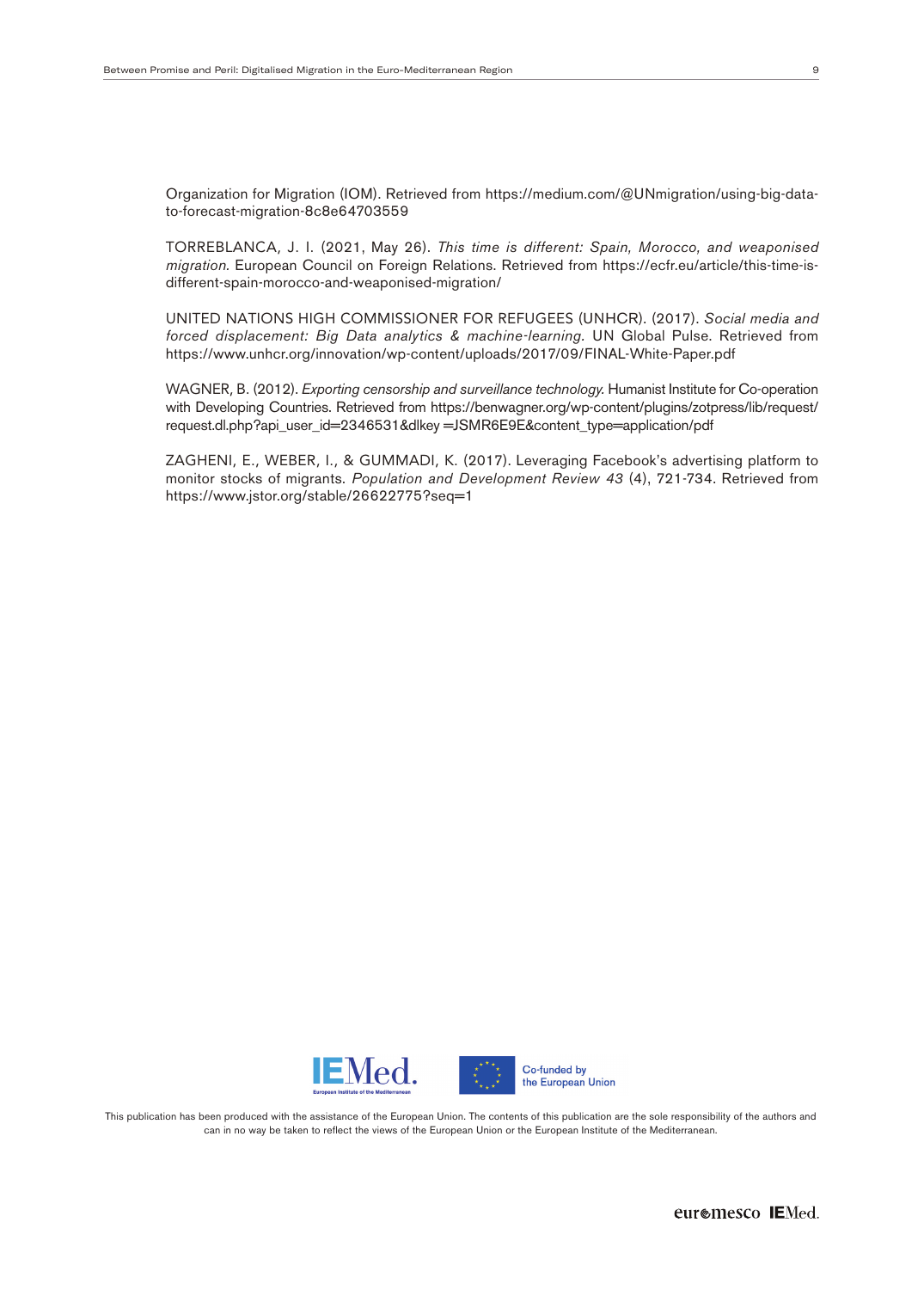Organization for Migration (IOM). Retrieved from https://medium.com/@UNmigration/using-big-data-to-forecast-migration-8c8e64703559

TORREBLANCA, J. I. (2021, May 26). *This time is different: Spain, Morocco, and weaponised migration.* European Council on Foreign Relations. Retrieved from https://ecfr.eu/article/this-time-is-different-spain-morocco-and-weaponised-migration/

UNITED NATIONS HIGH COMMISSIONER FOR REFUGEES (UNHCR). (2017). *Social media and forced displacement: Big Data analytics & machine-learning.* UN Global Pulse. Retrieved from https://www.unhcr.org/innovation/wp-content/uploads/2017/09/FINAL-White-Paper.pdf

WAGNER, B. (2012). *Exporting censorship and surveillance technology.* Humanist Institute for Co-operation with Developing Countries. Retrieved from https://benwagner.org/wp-content/plugins/zotpress/lib/request/request.dl.php?api_user_id=2346531&dlkey =JSMR6E9E&content_type=application/pdf

ZAGHENI, E., WEBER, I., & GUMMADI, K. (2017). Leveraging Facebook's advertising platform to monitor stocks of migrants. *Population and Development Review 43* (4), 721-734. Retrieved from https://www.jstor.org/stable/26622775?seq=1

IEMed. European Institute of the Mediterranean

Co-funded by the European Union

This publication has been produced with the assistance of the European Union. The contents of this publication are the sole responsibility of the authors and can in no way be taken to reflect the views of the European Union or the European Institute of the Mediterranean.